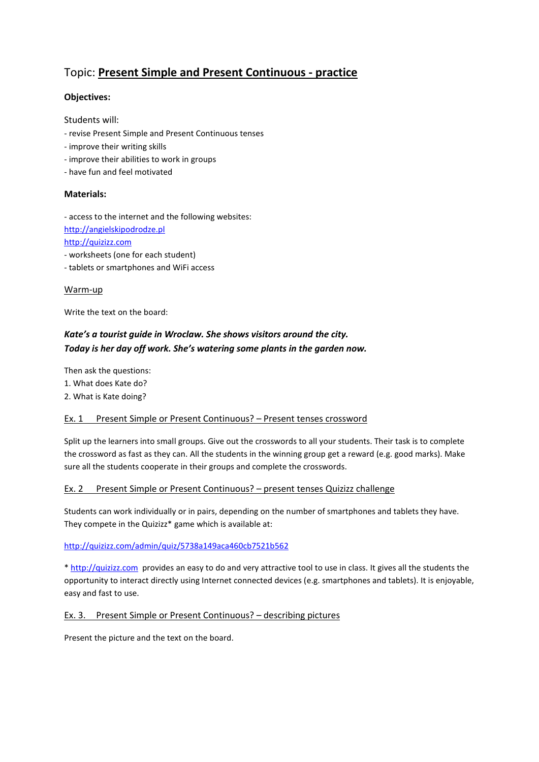# Topic: **Present Simple and Present Continuous - practice**

**Objectives:**

Students will:

- revise Present Simple and Present Continuous tenses
- improve their writing skills
- improve their abilities to work in groups
- have fun and feel motivated

**Materials:**

- access to the internet and the following websites:

[http://angielskipodrodze.pl](http://angielskipodrodze.pl)

[http://quizizz.com](http://quizizz.com)

- worksheets (one for each student)
- tablets or smartphones and WiFi access

## Warm-up

Write the text on the board:

***Kate's a tourist guide in Wroclaw. She shows visitors around the city.***
***Today is her day off work. She's watering some plants in the garden now.***

Then ask the questions:

1. What does Kate do?
2. What is Kate doing?

## Ex. 1 Present Simple or Present Continuous? – Present tenses crossword

Split up the learners into small groups. Give out the crosswords to all your students. Their task is to complete the crossword as fast as they can. All the students in the winning group get a reward (e.g. good marks). Make sure all the students cooperate in their groups and complete the crosswords.

## Ex. 2 Present Simple or Present Continuous? – present tenses Quizizz challenge

Students can work individually or in pairs, depending on the number of smartphones and tablets they have. They compete in the Quizizz* game which is available at:

[http://quizizz.com/admin/quiz/5738a149aca460cb7521b562](http://quizizz.com/admin/quiz/5738a149aca460cb7521b562)

* [http://quizizz.com](http://quizizz.com) provides an easy to do and very attractive tool to use in class. It gives all the students the opportunity to interact directly using Internet connected devices (e.g. smartphones and tablets). It is enjoyable, easy and fast to use.

## Ex. 3. Present Simple or Present Continuous? – describing pictures

Present the picture and the text on the board.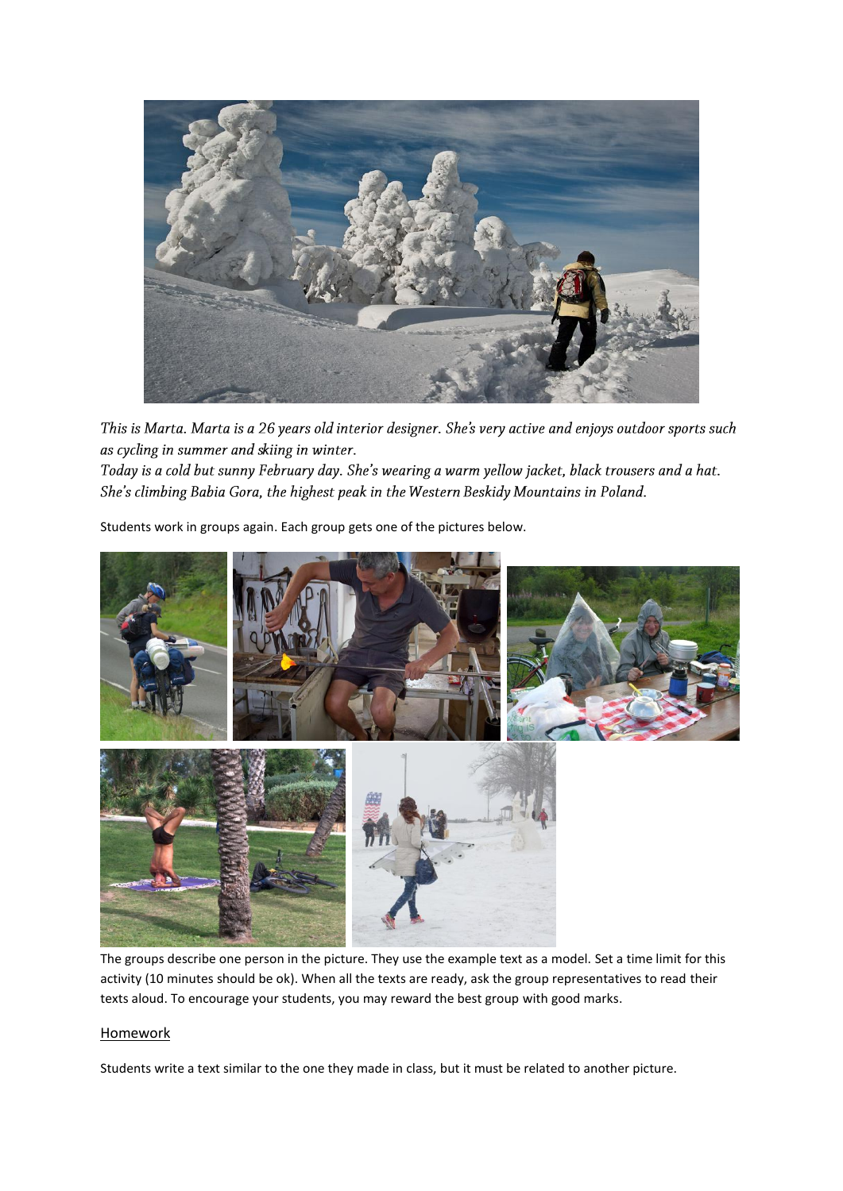*This is Marta. Marta is a 26 years old interior designer. She's very active and enjoys outdoor sports such as cycling in summer and skiing in winter.*
*Today is a cold but sunny February day. She's wearing a warm yellow jacket, black trousers and a hat. She's climbing Babia Gora, the highest peak in the Western Beskidy Mountains in Poland.*

Students work in groups again. Each group gets one of the pictures below.

The groups describe one person in the picture. They use the example text as a model. Set a time limit for this activity (10 minutes should be ok). When all the texts are ready, ask the group representatives to read their texts aloud. To encourage your students, you may reward the best group with good marks.

## Homework

Students write a text similar to the one they made in class, but it must be related to another picture.